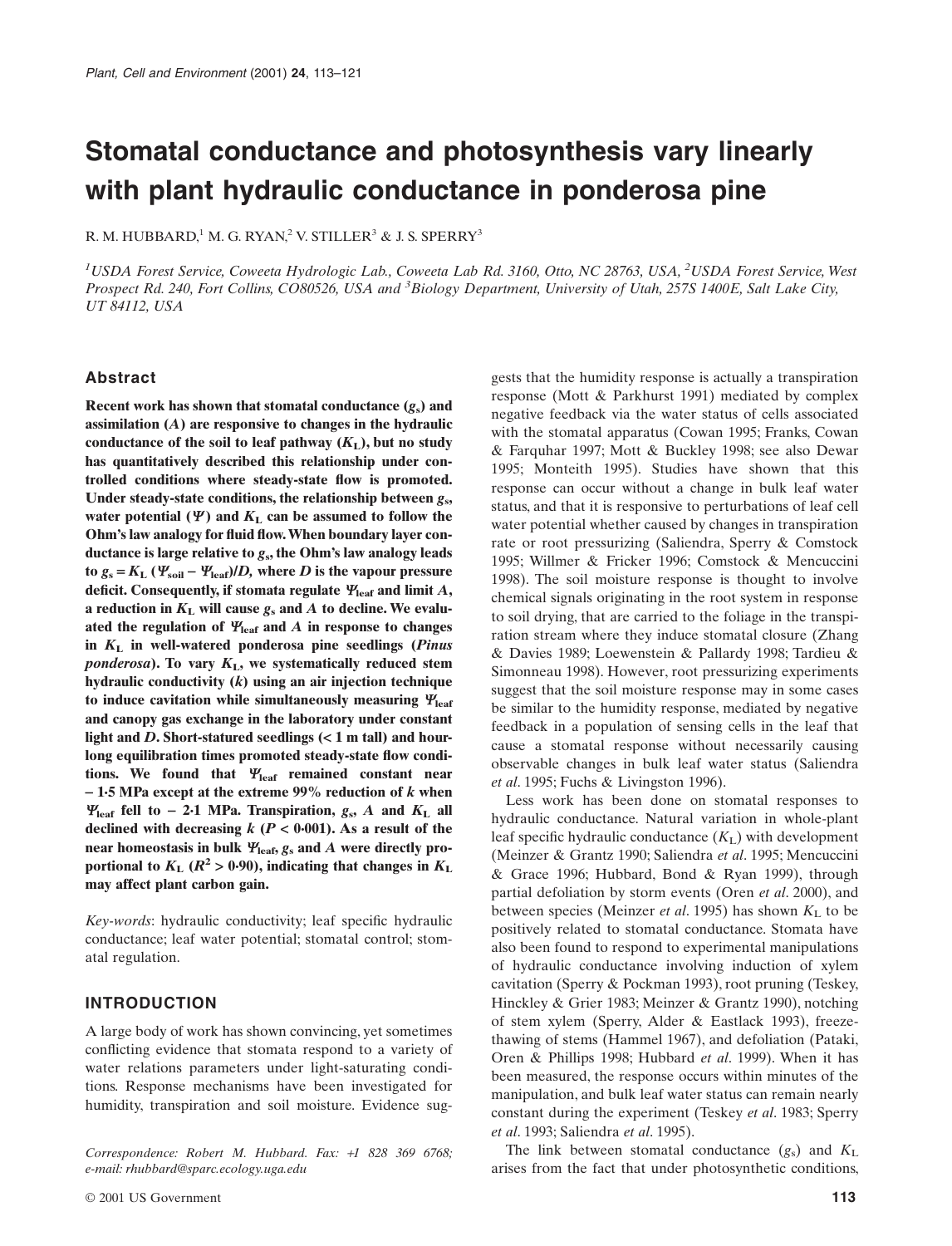# Stomatal conductance and photosynthesis vary linearly with plant hydraulic conductance in ponderosa pine

R. M. HUBBARD,[1] M. G. RYAN,[2] V. STILLER[3] & J. S. SPERRY[3]

[1]*USDA Forest Service, Coweeta Hydrologic Lab., Coweeta Lab Rd. 3160, Otto, NC 28763, USA,* [2]*USDA Forest Service, West Prospect Rd. 240, Fort Collins, CO80526, USA and* [3]*Biology Department, University of Utah, 257S 1400E, Salt Lake City, UT 84112, USA*

## Abstract

**Recent work has shown that stomatal conductance ($g_s$) and assimilation ($A$) are responsive to changes in the hydraulic conductance of the soil to leaf pathway ($K_L$), but no study has quantitatively described this relationship under controlled conditions where steady-state flow is promoted. Under steady-state conditions, the relationship between $g_s$, water potential ($\Psi$) and $K_L$ can be assumed to follow the Ohm's law analogy for fluid flow. When boundary layer conductance is large relative to $g_s$, the Ohm's law analogy leads to $g_s = K_L\ (\Psi_{soil} - \Psi_{leaf})/D$, where $D$ is the vapour pressure deficit. Consequently, if stomata regulate $\Psi_{leaf}$ and limit $A$, a reduction in $K_L$ will cause $g_s$ and $A$ to decline. We evaluated the regulation of $\Psi_{leaf}$ and $A$ in response to changes in $K_L$ in well-watered ponderosa pine seedlings (*Pinus ponderosa*). To vary $K_L$, we systematically reduced stem hydraulic conductivity ($k$) using an air injection technique to induce cavitation while simultaneously measuring $\Psi_{leaf}$ and canopy gas exchange in the laboratory under constant light and $D$. Short-statured seedlings (< 1 m tall) and hour-long equilibration times promoted steady-state flow conditions. We found that $\Psi_{leaf}$ remained constant near − 1·5 MPa except at the extreme 99% reduction of $k$ when $\Psi_{leaf}$ fell to − 2·1 MPa. Transpiration, $g_s$, $A$ and $K_L$ all declined with decreasing $k$ ($P < 0{\cdot}001$). As a result of the near homeostasis in bulk $\Psi_{leaf}$, $g_s$ and $A$ were directly proportional to $K_L$ ($R^2 > 0{\cdot}90$), indicating that changes in $K_L$ may affect plant carbon gain.**

*Key-words*: hydraulic conductivity; leaf specific hydraulic conductance; leaf water potential; stomatal control; stomatal regulation.

## INTRODUCTION

A large body of work has shown convincing, yet sometimes conflicting evidence that stomata respond to a variety of water relations parameters under light-saturating conditions. Response mechanisms have been investigated for humidity, transpiration and soil moisture. Evidence suggests that the humidity response is actually a transpiration response (Mott & Parkhurst 1991) mediated by complex negative feedback via the water status of cells associated with the stomatal apparatus (Cowan 1995; Franks, Cowan & Farquhar 1997; Mott & Buckley 1998; see also Dewar 1995; Monteith 1995). Studies have shown that this response can occur without a change in bulk leaf water status, and that it is responsive to perturbations of leaf cell water potential whether caused by changes in transpiration rate or root pressurizing (Saliendra, Sperry & Comstock 1995; Willmer & Fricker 1996; Comstock & Mencuccini 1998). The soil moisture response is thought to involve chemical signals originating in the root system in response to soil drying, that are carried to the foliage in the transpiration stream where they induce stomatal closure (Zhang & Davies 1989; Loewenstein & Pallardy 1998; Tardieu & Simonneau 1998). However, root pressurizing experiments suggest that the soil moisture response may in some cases be similar to the humidity response, mediated by negative feedback in a population of sensing cells in the leaf that cause a stomatal response without necessarily causing observable changes in bulk leaf water status (Saliendra *et al*. 1995; Fuchs & Livingston 1996).

Less work has been done on stomatal responses to hydraulic conductance. Natural variation in whole-plant leaf specific hydraulic conductance ($K_L$) with development (Meinzer & Grantz 1990; Saliendra *et al*. 1995; Mencuccini & Grace 1996; Hubbard, Bond & Ryan 1999), through partial defoliation by storm events (Oren *et al*. 2000), and between species (Meinzer *et al*. 1995) has shown $K_L$ to be positively related to stomatal conductance. Stomata have also been found to respond to experimental manipulations of hydraulic conductance involving induction of xylem cavitation (Sperry & Pockman 1993), root pruning (Teskey, Hinckley & Grier 1983; Meinzer & Grantz 1990), notching of stem xylem (Sperry, Alder & Eastlack 1993), freeze-thawing of stems (Hammel 1967), and defoliation (Pataki, Oren & Phillips 1998; Hubbard *et al*. 1999). When it has been measured, the response occurs within minutes of the manipulation, and bulk leaf water status can remain nearly constant during the experiment (Teskey *et al*. 1983; Sperry *et al*. 1993; Saliendra *et al*. 1995).

The link between stomatal conductance ($g_s$) and $K_L$ arises from the fact that under photosynthetic conditions,

*Correspondence: Robert M. Hubbard. Fax: +1 828 369 6768; e-mail: rhubbard@sparc.ecology.uga.edu*

© 2001 US Government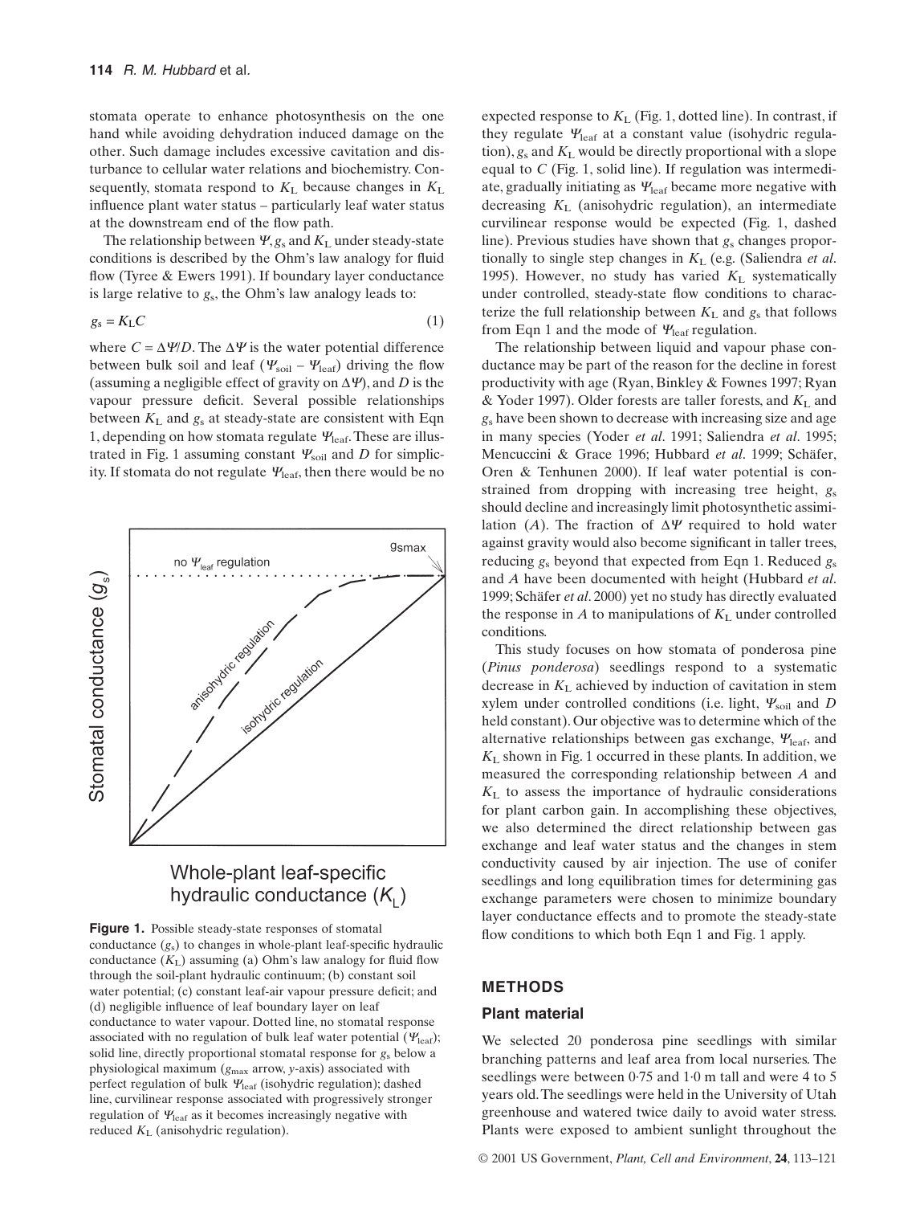stomata operate to enhance photosynthesis on the one hand while avoiding dehydration induced damage on the other. Such damage includes excessive cavitation and disturbance to cellular water relations and biochemistry. Consequently, stomata respond to $K_L$ because changes in $K_L$ influence plant water status – particularly leaf water status at the downstream end of the flow path.

The relationship between $\Psi$, $g_s$ and $K_L$ under steady-state conditions is described by the Ohm's law analogy for fluid flow (Tyree & Ewers 1991). If boundary layer conductance is large relative to $g_s$, the Ohm's law analogy leads to:

$$g_s = K_L C \tag{1}$$

where $C = \Delta\Psi/D$. The $\Delta\Psi$ is the water potential difference between bulk soil and leaf ($\Psi_{soil} - \Psi_{leaf}$) driving the flow (assuming a negligible effect of gravity on $\Delta\Psi$), and $D$ is the vapour pressure deficit. Several possible relationships between $K_L$ and $g_s$ at steady-state are consistent with Eqn 1, depending on how stomata regulate $\Psi_{leaf}$. These are illustrated in Fig. 1 assuming constant $\Psi_{soil}$ and $D$ for simplicity. If stomata do not regulate $\Psi_{leaf}$, then there would be no expected response to $K_L$ (Fig. 1, dotted line). In contrast, if they regulate $\Psi_{leaf}$ at a constant value (isohydric regulation), $g_s$ and $K_L$ would be directly proportional with a slope equal to $C$ (Fig. 1, solid line). If regulation was intermediate, gradually initiating as $\Psi_{leaf}$ became more negative with decreasing $K_L$ (anisohydric regulation), an intermediate curvilinear response would be expected (Fig. 1, dashed line). Previous studies have shown that $g_s$ changes proportionally to single step changes in $K_L$ (e.g. (Saliendra *et al*. 1995). However, no study has varied $K_L$ systematically under controlled, steady-state flow conditions to characterize the full relationship between $K_L$ and $g_s$ that follows from Eqn 1 and the mode of $\Psi_{leaf}$ regulation.

**Figure 1.** Possible steady-state responses of stomatal conductance ($g_s$) to changes in whole-plant leaf-specific hydraulic conductance ($K_L$) assuming (a) Ohm's law analogy for fluid flow through the soil-plant hydraulic continuum; (b) constant soil water potential; (c) constant leaf-air vapour pressure deficit; and (d) negligible influence of leaf boundary layer on leaf conductance to water vapour. Dotted line, no stomatal response associated with no regulation of bulk leaf water potential ($\Psi_{leaf}$); solid line, directly proportional stomatal response for $g_s$ below a physiological maximum ($g_{max}$ arrow, y-axis) associated with perfect regulation of bulk $\Psi_{leaf}$ (isohydric regulation); dashed line, curvilinear response associated with progressively stronger regulation of $\Psi_{leaf}$ as it becomes increasingly negative with reduced $K_L$ (anisohydric regulation).

The relationship between liquid and vapour phase conductance may be part of the reason for the decline in forest productivity with age (Ryan, Binkley & Fownes 1997; Ryan & Yoder 1997). Older forests are taller forests, and $K_L$ and $g_s$ have been shown to decrease with increasing size and age in many species (Yoder *et al*. 1991; Saliendra *et al*. 1995; Mencuccini & Grace 1996; Hubbard *et al*. 1999; Schäfer, Oren & Tenhunen 2000). If leaf water potential is constrained from dropping with increasing tree height, $g_s$ should decline and increasingly limit photosynthetic assimilation ($A$). The fraction of $\Delta\Psi$ required to hold water against gravity would also become significant in taller trees, reducing $g_s$ beyond that expected from Eqn 1. Reduced $g_s$ and $A$ have been documented with height (Hubbard *et al*. 1999; Schäfer *et al*. 2000) yet no study has directly evaluated the response in $A$ to manipulations of $K_L$ under controlled conditions.

This study focuses on how stomata of ponderosa pine (*Pinus ponderosa*) seedlings respond to a systematic decrease in $K_L$ achieved by induction of cavitation in stem xylem under controlled conditions (i.e. light, $\Psi_{soil}$ and $D$ held constant). Our objective was to determine which of the alternative relationships between gas exchange, $\Psi_{leaf}$, and $K_L$ shown in Fig. 1 occurred in these plants. In addition, we measured the corresponding relationship between $A$ and $K_L$ to assess the importance of hydraulic considerations for plant carbon gain. In accomplishing these objectives, we also determined the direct relationship between gas exchange and leaf water status and the changes in stem conductivity caused by air injection. The use of conifer seedlings and long equilibration times for determining gas exchange parameters were chosen to minimize boundary layer conductance effects and to promote the steady-state flow conditions to which both Eqn 1 and Fig. 1 apply.

## METHODS

### Plant material

We selected 20 ponderosa pine seedlings with similar branching patterns and leaf area from local nurseries. The seedlings were between 0·75 and 1·0 m tall and were 4 to 5 years old. The seedlings were held in the University of Utah greenhouse and watered twice daily to avoid water stress. Plants were exposed to ambient sunlight throughout the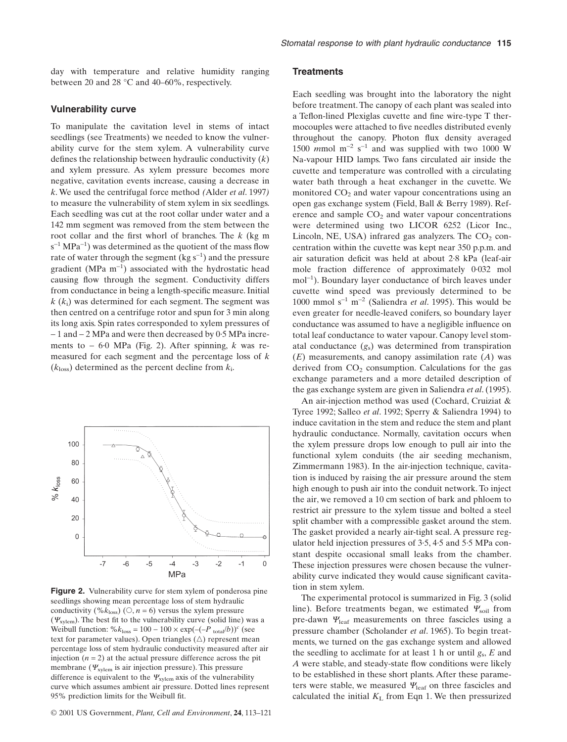day with temperature and relative humidity ranging between 20 and 28 °C and 40–60%, respectively.

### Vulnerability curve

To manipulate the cavitation level in stems of intact seedlings (see Treatments) we needed to know the vulnerability curve for the stem xylem. A vulnerability curve defines the relationship between hydraulic conductivity ($k$) and xylem pressure. As xylem pressure becomes more negative, cavitation events increase, causing a decrease in $k$. We used the centrifugal force method (Alder *et al*. 1997) to measure the vulnerability of stem xylem in six seedlings. Each seedling was cut at the root collar under water and a 142 mm segment was removed from the stem between the root collar and the first whorl of branches. The $k$ (kg m $s^{-1}$ $MPa^{-1}$) was determined as the quotient of the mass flow rate of water through the segment (kg $s^{-1}$) and the pressure gradient (MPa $m^{-1}$) associated with the hydrostatic head causing flow through the segment. Conductivity differs from conductance in being a length-specific measure. Initial $k$ ($k_i$) was determined for each segment. The segment was then centred on a centrifuge rotor and spun for 3 min along its long axis. Spin rates corresponded to xylem pressures of – 1 and – 2 MPa and were then decreased by 0·5 MPa increments to – 6·0 MPa (Fig. 2). After spinning, $k$ was remeasured for each segment and the percentage loss of $k$ ($k_{loss}$) determined as the percent decline from $k_i$.

**Figure 2.** Vulnerability curve for stem xylem of ponderosa pine seedlings showing mean percentage loss of stem hydraulic conductivity (%$k_{loss}$) (○, $n = 6$) versus the xylem pressure ($\Psi_{xylem}$). The best fit to the vulnerability curve (solid line) was a Weibull function: $\%k_{loss} = 100 - 100 \times \exp(-(-P_{total}/b))^c$ (see text for parameter values). Open triangles (△) represent mean percentage loss of stem hydraulic conductivity measured after air injection ($n = 2$) at the actual pressure difference across the pit membrane ($\Psi_{xylem}$ is air injection pressure). This pressure difference is equivalent to the $\Psi_{xylem}$ axis of the vulnerability curve which assumes ambient air pressure. Dotted lines represent 95% prediction limits for the Weibull fit.

### Treatments

Each seedling was brought into the laboratory the night before treatment. The canopy of each plant was sealed into a Teflon-lined Plexiglas cuvette and fine wire-type T thermocouples were attached to five needles distributed evenly throughout the canopy. Photon flux density averaged 1500 $m$mol $m^{-2}$ $s^{-1}$ and was supplied with two 1000 W Na-vapour HID lamps. Two fans circulated air inside the cuvette and temperature was controlled with a circulating water bath through a heat exchanger in the cuvette. We monitored $CO_2$ and water vapour concentrations using an open gas exchange system (Field, Ball & Berry 1989). Reference and sample $CO_2$ and water vapour concentrations were determined using two LICOR 6252 (Licor Inc., Lincoln, NE, USA) infrared gas analyzers. The $CO_2$ concentration within the cuvette was kept near 350 p.p.m. and air saturation deficit was held at about 2·8 kPa (leaf-air mole fraction difference of approximately 0·032 mol $mol^{-1}$). Boundary layer conductance of birch leaves under cuvette wind speed was previously determined to be 1000 mmol $s^{-1}$ $m^{-2}$ (Saliendra *et al*. 1995). This would be even greater for needle-leaved conifers, so boundary layer conductance was assumed to have a negligible influence on total leaf conductance to water vapour. Canopy level stomatal conductance ($g_s$) was determined from transpiration ($E$) measurements, and canopy assimilation rate ($A$) was derived from $CO_2$ consumption. Calculations for the gas exchange parameters and a more detailed description of the gas exchange system are given in Saliendra *et al*. (1995).

An air-injection method was used (Cochard, Cruiziat & Tyree 1992; Salleo *et al*. 1992; Sperry & Saliendra 1994) to induce cavitation in the stem and reduce the stem and plant hydraulic conductance. Normally, cavitation occurs when the xylem pressure drops low enough to pull air into the functional xylem conduits (the air seeding mechanism, Zimmermann 1983). In the air-injection technique, cavitation is induced by raising the air pressure around the stem high enough to push air into the conduit network. To inject the air, we removed a 10 cm section of bark and phloem to restrict air pressure to the xylem tissue and bolted a steel split chamber with a compressible gasket around the stem. The gasket provided a nearly air-tight seal. A pressure regulator held injection pressures of 3·5, 4·5 and 5·5 MPa constant despite occasional small leaks from the chamber. These injection pressures were chosen because the vulnerability curve indicated they would cause significant cavitation in stem xylem.

The experimental protocol is summarized in Fig. 3 (solid line). Before treatments began, we estimated $\Psi_{soil}$ from pre-dawn $\Psi_{leaf}$ measurements on three fascicles using a pressure chamber (Scholander *et al*. 1965). To begin treatments, we turned on the gas exchange system and allowed the seedling to acclimate for at least 1 h or until $g_s$, $E$ and $A$ were stable, and steady-state flow conditions were likely to be established in these short plants. After these parameters were stable, we measured $\Psi_{leaf}$ on three fascicles and calculated the initial $K_L$ from Eqn 1. We then pressurized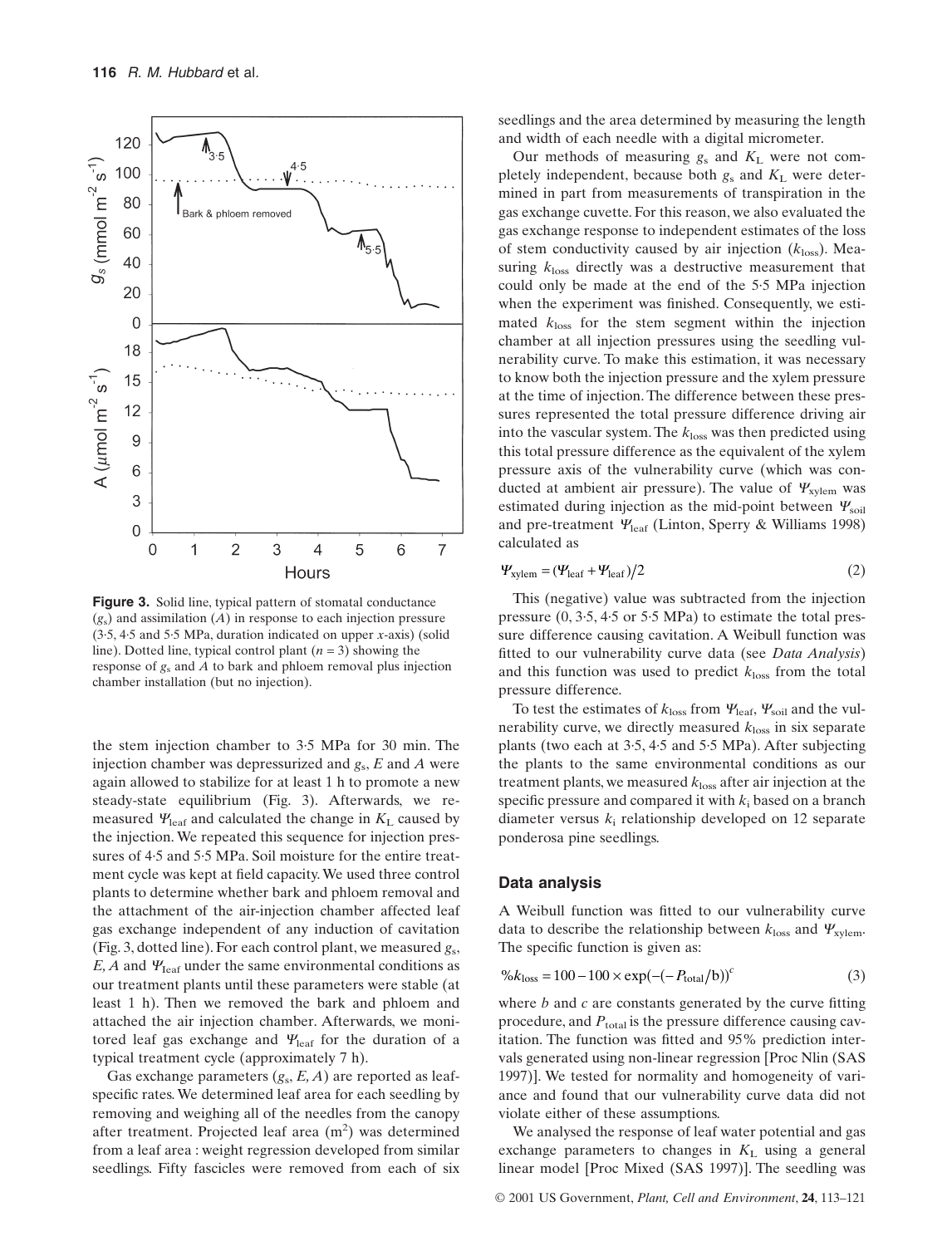**Figure 3.** Solid line, typical pattern of stomatal conductance ($g_s$) and assimilation ($A$) in response to each injection pressure (3·5, 4·5 and 5·5 MPa, duration indicated on upper $x$-axis) (solid line). Dotted line, typical control plant ($n = 3$) showing the response of $g_s$ and $A$ to bark and phloem removal plus injection chamber installation (but no injection).

the stem injection chamber to 3·5 MPa for 30 min. The injection chamber was depressurized and $g_s$, $E$ and $A$ were again allowed to stabilize for at least 1 h to promote a new steady-state equilibrium (Fig. 3). Afterwards, we re-measured $\Psi_{leaf}$ and calculated the change in $K_L$ caused by the injection. We repeated this sequence for injection pressures of 4·5 and 5·5 MPa. Soil moisture for the entire treatment cycle was kept at field capacity. We used three control plants to determine whether bark and phloem removal and the attachment of the air-injection chamber affected leaf gas exchange independent of any induction of cavitation (Fig. 3, dotted line). For each control plant, we measured $g_s$, $E$, $A$ and $\Psi_{leaf}$ under the same environmental conditions as our treatment plants until these parameters were stable (at least 1 h). Then we removed the bark and phloem and attached the air injection chamber. Afterwards, we monitored leaf gas exchange and $\Psi_{leaf}$ for the duration of a typical treatment cycle (approximately 7 h).

Gas exchange parameters ($g_s$, $E$, $A$) are reported as leaf-specific rates. We determined leaf area for each seedling by removing and weighing all of the needles from the canopy after treatment. Projected leaf area ($m^2$) was determined from a leaf area : weight regression developed from similar seedlings. Fifty fascicles were removed from each of six seedlings and the area determined by measuring the length and width of each needle with a digital micrometer.

Our methods of measuring $g_s$ and $K_L$ were not completely independent, because both $g_s$ and $K_L$ were determined in part from measurements of transpiration in the gas exchange cuvette. For this reason, we also evaluated the gas exchange response to independent estimates of the loss of stem conductivity caused by air injection ($k_{loss}$). Measuring $k_{loss}$ directly was a destructive measurement that could only be made at the end of the 5·5 MPa injection when the experiment was finished. Consequently, we estimated $k_{loss}$ for the stem segment within the injection chamber at all injection pressures using the seedling vulnerability curve. To make this estimation, it was necessary to know both the injection pressure and the xylem pressure at the time of injection. The difference between these pressures represented the total pressure difference driving air into the vascular system. The $k_{loss}$ was then predicted using this total pressure difference as the equivalent of the xylem pressure axis of the vulnerability curve (which was conducted at ambient air pressure). The value of $\Psi_{xylem}$ was estimated during injection as the mid-point between $\Psi_{soil}$ and pre-treatment $\Psi_{leaf}$ (Linton, Sperry & Williams 1998) calculated as

$$\Psi_{xylem} = (\Psi_{leaf} + \Psi_{leaf})/2 \tag{2}$$

This (negative) value was subtracted from the injection pressure (0, 3·5, 4·5 or 5·5 MPa) to estimate the total pressure difference causing cavitation. A Weibull function was fitted to our vulnerability curve data (see *Data Analysis*) and this function was used to predict $k_{loss}$ from the total pressure difference.

To test the estimates of $k_{loss}$ from $\Psi_{leaf}$, $\Psi_{soil}$ and the vulnerability curve, we directly measured $k_{loss}$ in six separate plants (two each at 3·5, 4·5 and 5·5 MPa). After subjecting the plants to the same environmental conditions as our treatment plants, we measured $k_{loss}$ after air injection at the specific pressure and compared it with $k_i$ based on a branch diameter versus $k_i$ relationship developed on 12 separate ponderosa pine seedlings.

## Data analysis

A Weibull function was fitted to our vulnerability curve data to describe the relationship between $k_{loss}$ and $\Psi_{xylem}$. The specific function is given as:

$$\%k_{loss} = 100 - 100 \times \exp(-(-P_{total}/b))^{c} \tag{3}$$

where $b$ and $c$ are constants generated by the curve fitting procedure, and $P_{total}$ is the pressure difference causing cavitation. The function was fitted and 95% prediction intervals generated using non-linear regression [Proc Nlin (SAS 1997)]. We tested for normality and homogeneity of variance and found that our vulnerability curve data did not violate either of these assumptions.

We analysed the response of leaf water potential and gas exchange parameters to changes in $K_L$ using a general linear model [Proc Mixed (SAS 1997)]. The seedling was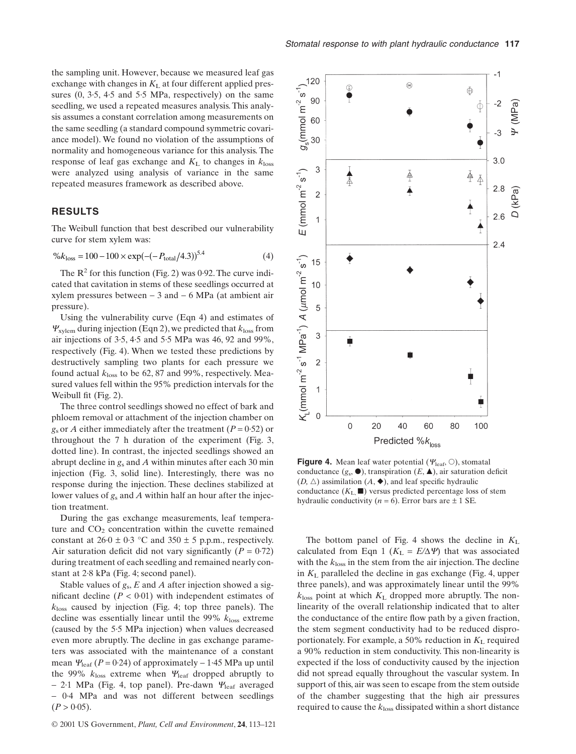the sampling unit. However, because we measured leaf gas exchange with changes in $K_L$ at four different applied pressures (0, 3·5, 4·5 and 5·5 MPa, respectively) on the same seedling, we used a repeated measures analysis. This analysis assumes a constant correlation among measurements on the same seedling (a standard compound symmetric covariance model). We found no violation of the assumptions of normality and homogeneous variance for this analysis. The response of leaf gas exchange and $K_L$ to changes in $k_{loss}$ were analyzed using analysis of variance in the same repeated measures framework as described above.

## RESULTS

The Weibull function that best described our vulnerability curve for stem xylem was:

$$\%k_{loss} = 100 - 100 \times \exp(-(-P_{total}/4.3))^{5.4} \quad (4)$$

The $R^2$ for this function (Fig. 2) was 0·92. The curve indicated that cavitation in stems of these seedlings occurred at xylem pressures between – 3 and – 6 MPa (at ambient air pressure).

Using the vulnerability curve (Eqn 4) and estimates of $\Psi_{xylem}$ during injection (Eqn 2), we predicted that $k_{loss}$ from air injections of 3·5, 4·5 and 5·5 MPa was 46, 92 and 99%, respectively (Fig. 4). When we tested these predictions by destructively sampling two plants for each pressure we found actual $k_{loss}$ to be 62, 87 and 99%, respectively. Measured values fell within the 95% prediction intervals for the Weibull fit (Fig. 2).

The three control seedlings showed no effect of bark and phloem removal or attachment of the injection chamber on $g_s$ or $A$ either immediately after the treatment ($P = 0·52$) or throughout the 7 h duration of the experiment (Fig. 3, dotted line). In contrast, the injected seedlings showed an abrupt decline in $g_s$ and $A$ within minutes after each 30 min injection (Fig. 3, solid line). Interestingly, there was no response during the injection. These declines stabilized at lower values of $g_s$ and $A$ within half an hour after the injection treatment.

During the gas exchange measurements, leaf temperature and $CO_2$ concentration within the cuvette remained constant at 26·0 ± 0·3 °C and 350 ± 5 p.p.m., respectively. Air saturation deficit did not vary significantly ($P = 0·72$) during treatment of each seedling and remained nearly constant at 2·8 kPa (Fig. 4; second panel).

Stable values of $g_s$, $E$ and $A$ after injection showed a significant decline ($P < 0·01$) with independent estimates of $k_{loss}$ caused by injection (Fig. 4; top three panels). The decline was essentially linear until the 99% $k_{loss}$ extreme (caused by the 5·5 MPa injection) when values decreased even more abruptly. The decline in gas exchange parameters was associated with the maintenance of a constant mean $\Psi_{leaf}$ ($P = 0·24$) of approximately – 1·45 MPa up until the 99% $k_{loss}$ extreme when $\Psi_{leaf}$ dropped abruptly to – 2·1 MPa (Fig. 4, top panel). Pre-dawn $\Psi_{leaf}$ averaged – 0·4 MPa and was not different between seedlings ($P > 0·05$).

**Figure 4.** Mean leaf water potential ($\Psi_{leaf}$, ○), stomatal conductance ($g_s$, ●), transpiration ($E$, ▲), air saturation deficit ($D$, △) assimilation ($A$, ◆), and leaf specific hydraulic conductance ($K_L$, ■) versus predicted percentage loss of stem hydraulic conductivity ($n = 6$). Error bars are ± 1 SE.

The bottom panel of Fig. 4 shows the decline in $K_L$ calculated from Eqn 1 ($K_L = E/\Delta\Psi$) that was associated with the $k_{loss}$ in the stem from the air injection. The decline in $K_L$ paralleled the decline in gas exchange (Fig. 4, upper three panels), and was approximately linear until the 99% $k_{loss}$ point at which $K_L$ dropped more abruptly. The non-linearity of the overall relationship indicated that to alter the conductance of the entire flow path by a given fraction, the stem segment conductivity had to be reduced disproportionately. For example, a 50% reduction in $K_L$ required a 90% reduction in stem conductivity. This non-linearity is expected if the loss of conductivity caused by the injection did not spread equally throughout the vascular system. In support of this, air was seen to escape from the stem outside of the chamber suggesting that the high air pressures required to cause the $k_{loss}$ dissipated within a short distance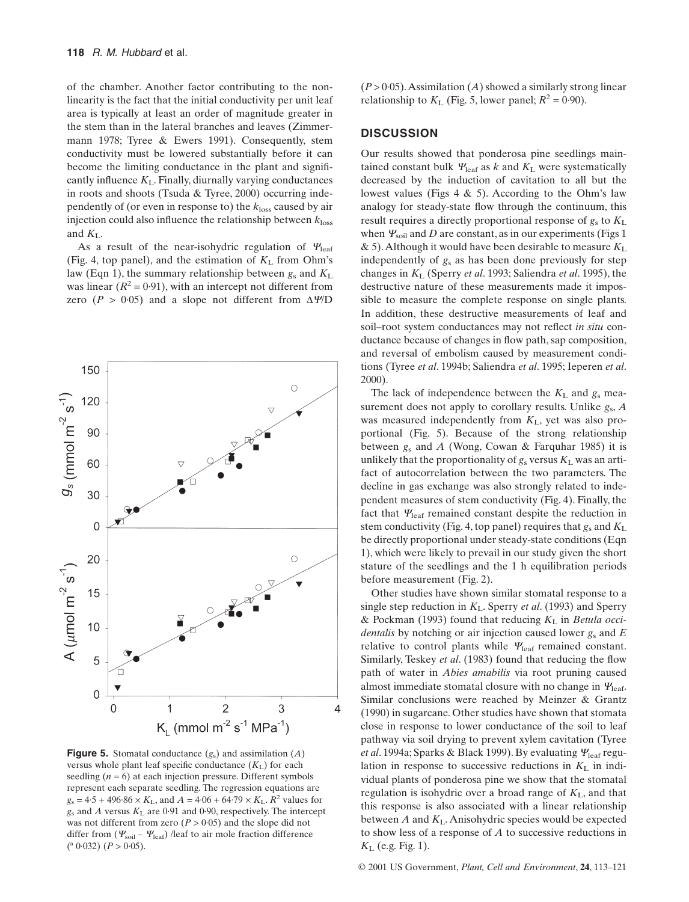of the chamber. Another factor contributing to the nonlinearity is the fact that the initial conductivity per unit leaf area is typically at least an order of magnitude greater in the stem than in the lateral branches and leaves (Zimmermann 1978; Tyree & Ewers 1991). Consequently, stem conductivity must be lowered substantially before it can become the limiting conductance in the plant and significantly influence $K_L$. Finally, diurnally varying conductances in roots and shoots (Tsuda & Tyree, 2000) occurring independently of (or even in response to) the $k_{loss}$ caused by air injection could also influence the relationship between $k_{loss}$ and $K_L$.

As a result of the near-isohydric regulation of $\Psi_{leaf}$ (Fig. 4, top panel), and the estimation of $K_L$ from Ohm's law (Eqn 1), the summary relationship between $g_s$ and $K_L$ was linear ($R^2 = 0{\cdot}91$), with an intercept not different from zero ($P > 0{\cdot}05$) and a slope not different from $\Delta\Psi/D$ ($P > 0{\cdot}05$). Assimilation ($A$) showed a similarly strong linear relationship to $K_L$ (Fig. 5, lower panel; $R^2 = 0{\cdot}90$).

**Figure 5.** Stomatal conductance ($g_s$) and assimilation ($A$) versus whole plant leaf specific conductance ($K_L$) for each seedling ($n = 6$) at each injection pressure. Different symbols represent each separate seedling. The regression equations are $g_s = 4{\cdot}5 + 496{\cdot}86 \times K_L$, and $A = 4{\cdot}06 + 64{\cdot}79 \times K_L$. $R^2$ values for $g_s$ and $A$ versus $K_L$ are 0·91 and 0·90, respectively. The intercept was not different from zero ($P > 0{\cdot}05$) and the slope did not differ from ($\Psi_{soil} - \Psi_{leaf}$) /leaf to air mole fraction difference ([a] 0·032) ($P > 0{\cdot}05$).

## DISCUSSION

Our results showed that ponderosa pine seedlings maintained constant bulk $\Psi_{leaf}$ as $k$ and $K_L$ were systematically decreased by the induction of cavitation to all but the lowest values (Figs 4 & 5). According to the Ohm's law analogy for steady-state flow through the continuum, this result requires a directly proportional response of $g_s$ to $K_L$ when $\Psi_{soil}$ and $D$ are constant, as in our experiments (Figs 1 & 5). Although it would have been desirable to measure $K_L$ independently of $g_s$ as has been done previously for step changes in $K_L$ (Sperry *et al*. 1993; Saliendra *et al*. 1995), the destructive nature of these measurements made it impossible to measure the complete response on single plants. In addition, these destructive measurements of leaf and soil–root system conductances may not reflect *in situ* conductance because of changes in flow path, sap composition, and reversal of embolism caused by measurement conditions (Tyree *et al*. 1994b; Saliendra *et al*. 1995; Ieperen *et al*. 2000).

The lack of independence between the $K_L$ and $g_s$ measurement does not apply to corollary results. Unlike $g_s$, $A$ was measured independently from $K_L$, yet was also proportional (Fig. 5). Because of the strong relationship between $g_s$ and $A$ (Wong, Cowan & Farquhar 1985) it is unlikely that the proportionality of $g_s$ versus $K_L$ was an artifact of autocorrelation between the two parameters. The decline in gas exchange was also strongly related to independent measures of stem conductivity (Fig. 4). Finally, the fact that $\Psi_{leaf}$ remained constant despite the reduction in stem conductivity (Fig. 4, top panel) requires that $g_s$ and $K_L$ be directly proportional under steady-state conditions (Eqn 1), which were likely to prevail in our study given the short stature of the seedlings and the 1 h equilibration periods before measurement (Fig. 2).

Other studies have shown similar stomatal response to a single step reduction in $K_L$. Sperry *et al*. (1993) and Sperry & Pockman (1993) found that reducing $K_L$ in *Betula occidentalis* by notching or air injection caused lower $g_s$ and $E$ relative to control plants while $\Psi_{leaf}$ remained constant. Similarly, Teskey *et al*. (1983) found that reducing the flow path of water in *Abies amabilis* via root pruning caused almost immediate stomatal closure with no change in $\Psi_{leaf}$. Similar conclusions were reached by Meinzer & Grantz (1990) in sugarcane. Other studies have shown that stomata close in response to lower conductance of the soil to leaf pathway via soil drying to prevent xylem cavitation (Tyree *et al*. 1994a; Sparks & Black 1999). By evaluating $\Psi_{leaf}$ regulation in response to successive reductions in $K_L$ in individual plants of ponderosa pine we show that the stomatal regulation is isohydric over a broad range of $K_L$, and that this response is also associated with a linear relationship between $A$ and $K_L$. Anisohydric species would be expected to show less of a response of $A$ to successive reductions in $K_L$ (e.g. Fig. 1).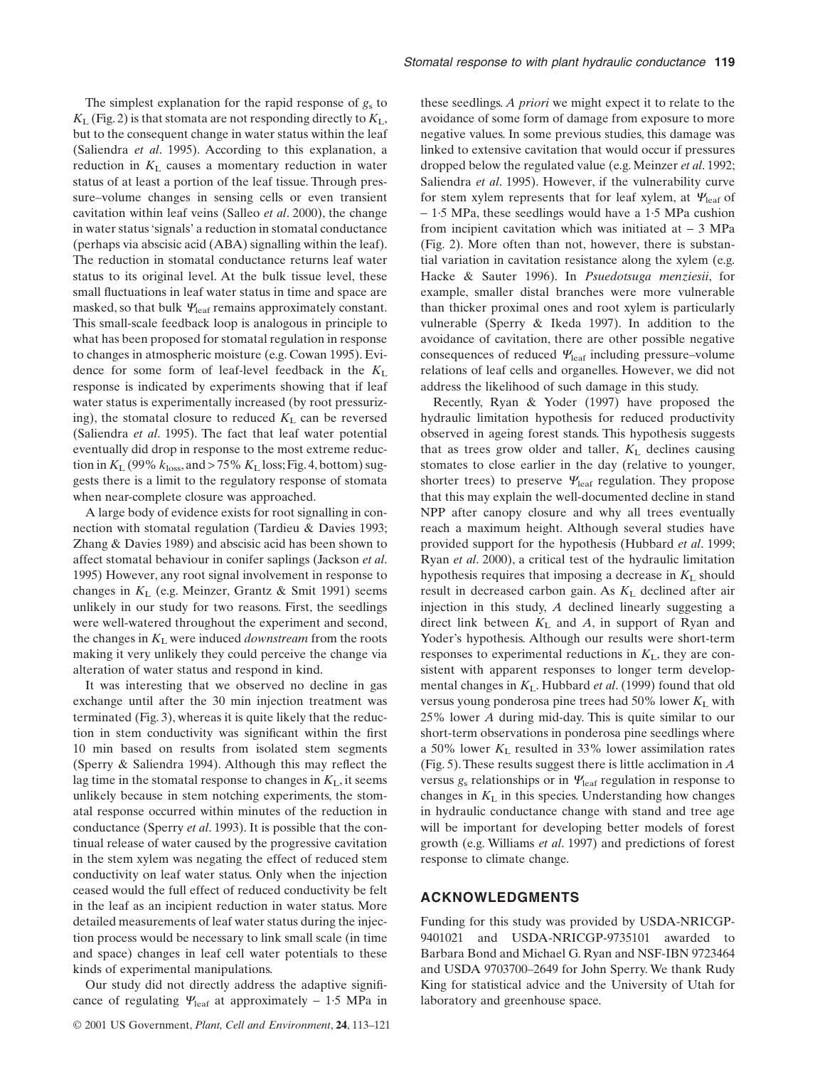The simplest explanation for the rapid response of $g_s$ to $K_L$ (Fig. 2) is that stomata are not responding directly to $K_L$, but to the consequent change in water status within the leaf (Saliendra *et al*. 1995). According to this explanation, a reduction in $K_L$ causes a momentary reduction in water status of at least a portion of the leaf tissue. Through pressure–volume changes in sensing cells or even transient cavitation within leaf veins (Salleo *et al*. 2000), the change in water status 'signals' a reduction in stomatal conductance (perhaps via abscisic acid (ABA) signalling within the leaf). The reduction in stomatal conductance returns leaf water status to its original level. At the bulk tissue level, these small fluctuations in leaf water status in time and space are masked, so that bulk $\Psi_{leaf}$ remains approximately constant. This small-scale feedback loop is analogous in principle to what has been proposed for stomatal regulation in response to changes in atmospheric moisture (e.g. Cowan 1995). Evidence for some form of leaf-level feedback in the $K_L$ response is indicated by experiments showing that if leaf water status is experimentally increased (by root pressurizing), the stomatal closure to reduced $K_L$ can be reversed (Saliendra *et al*. 1995). The fact that leaf water potential eventually did drop in response to the most extreme reduction in $K_L$ (99% $k_{loss}$, and >75% $K_L$ loss; Fig. 4, bottom) suggests there is a limit to the regulatory response of stomata when near-complete closure was approached.

A large body of evidence exists for root signalling in connection with stomatal regulation (Tardieu & Davies 1993; Zhang & Davies 1989) and abscisic acid has been shown to affect stomatal behaviour in conifer saplings (Jackson *et al*. 1995) However, any root signal involvement in response to changes in $K_L$ (e.g. Meinzer, Grantz & Smit 1991) seems unlikely in our study for two reasons. First, the seedlings were well-watered throughout the experiment and second, the changes in $K_L$ were induced *downstream* from the roots making it very unlikely they could perceive the change via alteration of water status and respond in kind.

It was interesting that we observed no decline in gas exchange until after the 30 min injection treatment was terminated (Fig. 3), whereas it is quite likely that the reduction in stem conductivity was significant within the first 10 min based on results from isolated stem segments (Sperry & Saliendra 1994). Although this may reflect the lag time in the stomatal response to changes in $K_L$, it seems unlikely because in stem notching experiments, the stomatal response occurred within minutes of the reduction in conductance (Sperry *et al*. 1993). It is possible that the continual release of water caused by the progressive cavitation in the stem xylem was negating the effect of reduced stem conductivity on leaf water status. Only when the injection ceased would the full effect of reduced conductivity be felt in the leaf as an incipient reduction in water status. More detailed measurements of leaf water status during the injection process would be necessary to link small scale (in time and space) changes in leaf cell water potentials to these kinds of experimental manipulations.

Our study did not directly address the adaptive significance of regulating $\Psi_{leaf}$ at approximately − 1·5 MPa in these seedlings. *A priori* we might expect it to relate to the avoidance of some form of damage from exposure to more negative values. In some previous studies, this damage was linked to extensive cavitation that would occur if pressures dropped below the regulated value (e.g. Meinzer *et al*. 1992; Saliendra *et al*. 1995). However, if the vulnerability curve for stem xylem represents that for leaf xylem, at $\Psi_{leaf}$ of − 1·5 MPa, these seedlings would have a 1·5 MPa cushion from incipient cavitation which was initiated at − 3 MPa (Fig. 2). More often than not, however, there is substantial variation in cavitation resistance along the xylem (e.g. Hacke & Sauter 1996). In *Psuedotsuga menziesii*, for example, smaller distal branches were more vulnerable than thicker proximal ones and root xylem is particularly vulnerable (Sperry & Ikeda 1997). In addition to the avoidance of cavitation, there are other possible negative consequences of reduced $\Psi_{leaf}$ including pressure–volume relations of leaf cells and organelles. However, we did not address the likelihood of such damage in this study.

Recently, Ryan & Yoder (1997) have proposed the hydraulic limitation hypothesis for reduced productivity observed in ageing forest stands. This hypothesis suggests that as trees grow older and taller, $K_L$ declines causing stomates to close earlier in the day (relative to younger, shorter trees) to preserve $\Psi_{leaf}$ regulation. They propose that this may explain the well-documented decline in stand NPP after canopy closure and why all trees eventually reach a maximum height. Although several studies have provided support for the hypothesis (Hubbard *et al*. 1999; Ryan *et al*. 2000), a critical test of the hydraulic limitation hypothesis requires that imposing a decrease in $K_L$ should result in decreased carbon gain. As $K_L$ declined after air injection in this study, $A$ declined linearly suggesting a direct link between $K_L$ and $A$, in support of Ryan and Yoder's hypothesis. Although our results were short-term responses to experimental reductions in $K_L$, they are consistent with apparent responses to longer term developmental changes in $K_L$. Hubbard *et al*. (1999) found that old versus young ponderosa pine trees had 50% lower $K_L$ with 25% lower $A$ during mid-day. This is quite similar to our short-term observations in ponderosa pine seedlings where a 50% lower $K_L$ resulted in 33% lower assimilation rates (Fig. 5). These results suggest there is little acclimation in $A$ versus $g_s$ relationships or in $\Psi_{leaf}$ regulation in response to changes in $K_L$ in this species. Understanding how changes in hydraulic conductance change with stand and tree age will be important for developing better models of forest growth (e.g. Williams *et al*. 1997) and predictions of forest response to climate change.

## ACKNOWLEDGMENTS

Funding for this study was provided by USDA-NRICGP-9401021 and USDA-NRICGP-9735101 awarded to Barbara Bond and Michael G. Ryan and NSF-IBN 9723464 and USDA 9703700–2649 for John Sperry. We thank Rudy King for statistical advice and the University of Utah for laboratory and greenhouse space.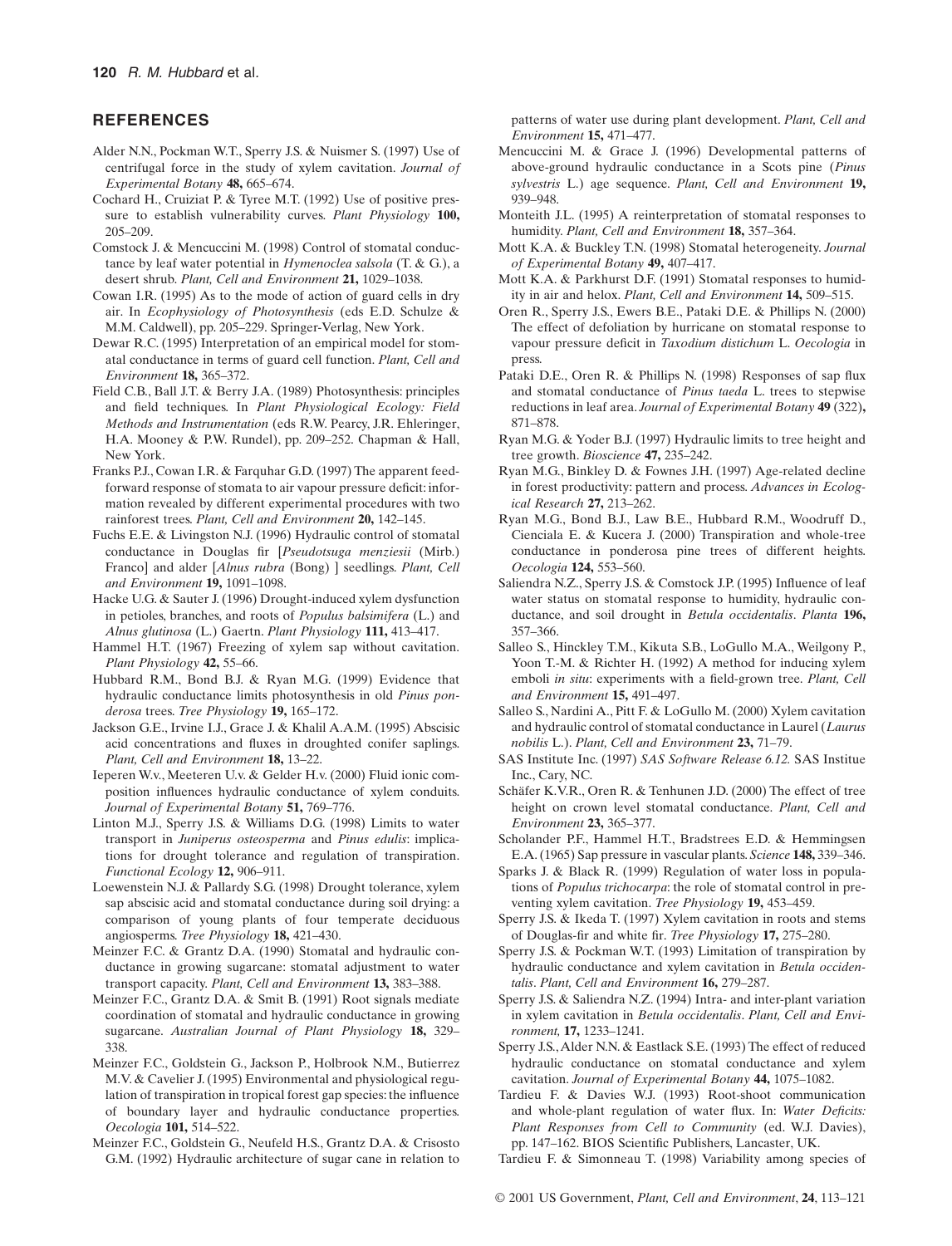## REFERENCES

Alder N.N., Pockman W.T., Sperry J.S. & Nuismer S. (1997) Use of centrifugal force in the study of xylem cavitation. *Journal of Experimental Botany* **48,** 665–674.

Cochard H., Cruiziat P. & Tyree M.T. (1992) Use of positive pressure to establish vulnerability curves. *Plant Physiology* **100,** 205–209.

Comstock J. & Mencuccini M. (1998) Control of stomatal conductance by leaf water potential in *Hymenoclea salsola* (T. & G.), a desert shrub. *Plant, Cell and Environment* **21,** 1029–1038.

Cowan I.R. (1995) As to the mode of action of guard cells in dry air. In *Ecophysiology of Photosynthesis* (eds E.D. Schulze & M.M. Caldwell), pp. 205–229. Springer-Verlag, New York.

Dewar R.C. (1995) Interpretation of an empirical model for stomatal conductance in terms of guard cell function. *Plant, Cell and Environment* **18,** 365–372.

Field C.B., Ball J.T. & Berry J.A. (1989) Photosynthesis: principles and field techniques. In *Plant Physiological Ecology: Field Methods and Instrumentation* (eds R.W. Pearcy, J.R. Ehleringer, H.A. Mooney & P.W. Rundel), pp. 209–252. Chapman & Hall, New York.

Franks P.J., Cowan I.R. & Farquhar G.D. (1997) The apparent feedforward response of stomata to air vapour pressure deficit: information revealed by different experimental procedures with two rainforest trees. *Plant, Cell and Environment* **20,** 142–145.

Fuchs E.E. & Livingston N.J. (1996) Hydraulic control of stomatal conductance in Douglas fir [*Pseudotsuga menziesii* (Mirb.) Franco] and alder [*Alnus rubra* (Bong) ] seedlings. *Plant, Cell and Environment* **19,** 1091–1098.

Hacke U.G. & Sauter J. (1996) Drought-induced xylem dysfunction in petioles, branches, and roots of *Populus balsimifera* (L.) and *Alnus glutinosa* (L.) Gaertn. *Plant Physiology* **111,** 413–417.

Hammel H.T. (1967) Freezing of xylem sap without cavitation. *Plant Physiology* **42,** 55–66.

Hubbard R.M., Bond B.J. & Ryan M.G. (1999) Evidence that hydraulic conductance limits photosynthesis in old *Pinus ponderosa* trees. *Tree Physiology* **19,** 165–172.

Jackson G.E., Irvine I.J., Grace J. & Khalil A.A.M. (1995) Abscisic acid concentrations and fluxes in droughted conifer saplings. *Plant, Cell and Environment* **18,** 13–22.

Ieperen W.v., Meeteren U.v. & Gelder H.v. (2000) Fluid ionic composition influences hydraulic conductance of xylem conduits. *Journal of Experimental Botany* **51,** 769–776.

Linton M.J., Sperry J.S. & Williams D.G. (1998) Limits to water transport in *Juniperus osteosperma* and *Pinus edulis*: implications for drought tolerance and regulation of transpiration. *Functional Ecology* **12,** 906–911.

Loewenstein N.J. & Pallardy S.G. (1998) Drought tolerance, xylem sap abscisic acid and stomatal conductance during soil drying: a comparison of young plants of four temperate deciduous angiosperms. *Tree Physiology* **18,** 421–430.

Meinzer F.C. & Grantz D.A. (1990) Stomatal and hydraulic conductance in growing sugarcane: stomatal adjustment to water transport capacity. *Plant, Cell and Environment* **13,** 383–388.

Meinzer F.C., Grantz D.A. & Smit B. (1991) Root signals mediate coordination of stomatal and hydraulic conductance in growing sugarcane. *Australian Journal of Plant Physiology* **18,** 329–338.

Meinzer F.C., Goldstein G., Jackson P., Holbrook N.M., Butierrez M.V. & Cavelier J. (1995) Environmental and physiological regulation of transpiration in tropical forest gap species: the influence of boundary layer and hydraulic conductance properties. *Oecologia* **101,** 514–522.

Meinzer F.C., Goldstein G., Neufeld H.S., Grantz D.A. & Crisosto G.M. (1992) Hydraulic architecture of sugar cane in relation to patterns of water use during plant development. *Plant, Cell and Environment* **15,** 471–477.

Mencuccini M. & Grace J. (1996) Developmental patterns of above-ground hydraulic conductance in a Scots pine (*Pinus sylvestris* L.) age sequence. *Plant, Cell and Environment* **19,** 939–948.

Monteith J.L. (1995) A reinterpretation of stomatal responses to humidity. *Plant, Cell and Environment* **18,** 357–364.

Mott K.A. & Buckley T.N. (1998) Stomatal heterogeneity. *Journal of Experimental Botany* **49,** 407–417.

Mott K.A. & Parkhurst D.F. (1991) Stomatal responses to humidity in air and helox. *Plant, Cell and Environment* **14,** 509–515.

Oren R., Sperry J.S., Ewers B.E., Pataki D.E. & Phillips N. (2000) The effect of defoliation by hurricane on stomatal response to vapour pressure deficit in *Taxodium distichum* L. *Oecologia* in press.

Pataki D.E., Oren R. & Phillips N. (1998) Responses of sap flux and stomatal conductance of *Pinus taeda* L. trees to stepwise reductions in leaf area. *Journal of Experimental Botany* **49** (322)**,** 871–878.

Ryan M.G. & Yoder B.J. (1997) Hydraulic limits to tree height and tree growth. *Bioscience* **47,** 235–242.

Ryan M.G., Binkley D. & Fownes J.H. (1997) Age-related decline in forest productivity: pattern and process. *Advances in Ecological Research* **27,** 213–262.

Ryan M.G., Bond B.J., Law B.E., Hubbard R.M., Woodruff D., Cienciala E. & Kucera J. (2000) Transpiration and whole-tree conductance in ponderosa pine trees of different heights. *Oecologia* **124,** 553–560.

Saliendra N.Z., Sperry J.S. & Comstock J.P. (1995) Influence of leaf water status on stomatal response to humidity, hydraulic conductance, and soil drought in *Betula occidentalis*. *Planta* **196,** 357–366.

Salleo S., Hinckley T.M., Kikuta S.B., LoGullo M.A., Weilgony P., Yoon T.-M. & Richter H. (1992) A method for inducing xylem emboli *in situ*: experiments with a field-grown tree. *Plant, Cell and Environment* **15,** 491–497.

Salleo S., Nardini A., Pitt F. & LoGullo M. (2000) Xylem cavitation and hydraulic control of stomatal conductance in Laurel (*Laurus nobilis* L.). *Plant, Cell and Environment* **23,** 71–79.

SAS Institute Inc. (1997) *SAS Software Release 6.12.* SAS Institue Inc., Cary, NC.

Schäfer K.V.R., Oren R. & Tenhunen J.D. (2000) The effect of tree height on crown level stomatal conductance. *Plant, Cell and Environment* **23,** 365–377.

Scholander P.F., Hammel H.T., Bradstrees E.D. & Hemmingsen E.A. (1965) Sap pressure in vascular plants. *Science* **148,** 339–346.

Sparks J. & Black R. (1999) Regulation of water loss in populations of *Populus trichocarpa*: the role of stomatal control in preventing xylem cavitation. *Tree Physiology* **19,** 453–459.

Sperry J.S. & Ikeda T. (1997) Xylem cavitation in roots and stems of Douglas-fir and white fir. *Tree Physiology* **17,** 275–280.

Sperry J.S. & Pockman W.T. (1993) Limitation of transpiration by hydraulic conductance and xylem cavitation in *Betula occidentalis*. *Plant, Cell and Environment* **16,** 279–287.

Sperry J.S. & Saliendra N.Z. (1994) Intra- and inter-plant variation in xylem cavitation in *Betula occidentalis*. *Plant, Cell and Environment,* **17,** 1233–1241.

Sperry J.S., Alder N.N. & Eastlack S.E. (1993) The effect of reduced hydraulic conductance on stomatal conductance and xylem cavitation. *Journal of Experimental Botany* **44,** 1075–1082.

Tardieu F. & Davies W.J. (1993) Root-shoot communication and whole-plant regulation of water flux. In: *Water Deficits: Plant Responses from Cell to Community* (ed. W.J. Davies), pp. 147–162. BIOS Scientific Publishers, Lancaster, UK.

Tardieu F. & Simonneau T. (1998) Variability among species of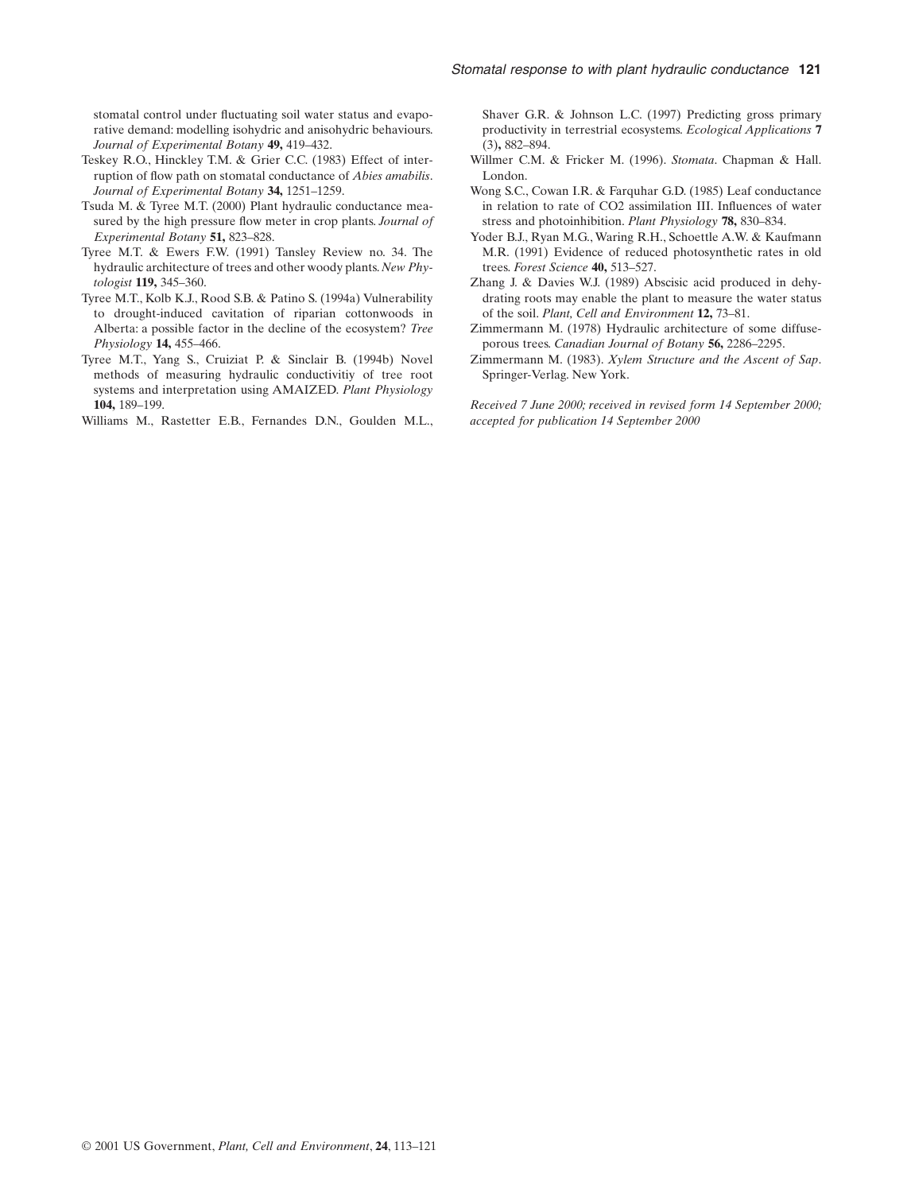stomatal control under fluctuating soil water status and evaporative demand: modelling isohydric and anisohydric behaviours. *Journal of Experimental Botany* **49,** 419–432.

Teskey R.O., Hinckley T.M. & Grier C.C. (1983) Effect of interruption of flow path on stomatal conductance of *Abies amabilis*. *Journal of Experimental Botany* **34,** 1251–1259.

Tsuda M. & Tyree M.T. (2000) Plant hydraulic conductance measured by the high pressure flow meter in crop plants. *Journal of Experimental Botany* **51,** 823–828.

Tyree M.T. & Ewers F.W. (1991) Tansley Review no. 34. The hydraulic architecture of trees and other woody plants. *New Phytologist* **119,** 345–360.

Tyree M.T., Kolb K.J., Rood S.B. & Patino S. (1994a) Vulnerability to drought-induced cavitation of riparian cottonwoods in Alberta: a possible factor in the decline of the ecosystem? *Tree Physiology* **14,** 455–466.

Tyree M.T., Yang S., Cruiziat P. & Sinclair B. (1994b) Novel methods of measuring hydraulic conductivitiy of tree root systems and interpretation using AMAIZED. *Plant Physiology* **104,** 189–199.

Williams M., Rastetter E.B., Fernandes D.N., Goulden M.L., Shaver G.R. & Johnson L.C. (1997) Predicting gross primary productivity in terrestrial ecosystems. *Ecological Applications* **7** (3)**,** 882–894.

Willmer C.M. & Fricker M. (1996). *Stomata*. Chapman & Hall. London.

Wong S.C., Cowan I.R. & Farquhar G.D. (1985) Leaf conductance in relation to rate of CO2 assimilation III. Influences of water stress and photoinhibition. *Plant Physiology* **78,** 830–834.

Yoder B.J., Ryan M.G., Waring R.H., Schoettle A.W. & Kaufmann M.R. (1991) Evidence of reduced photosynthetic rates in old trees. *Forest Science* **40,** 513–527.

Zhang J. & Davies W.J. (1989) Abscisic acid produced in dehydrating roots may enable the plant to measure the water status of the soil. *Plant, Cell and Environment* **12,** 73–81.

Zimmermann M. (1978) Hydraulic architecture of some diffuse-porous trees. *Canadian Journal of Botany* **56,** 2286–2295.

Zimmermann M. (1983). *Xylem Structure and the Ascent of Sap*. Springer-Verlag. New York.

*Received 7 June 2000; received in revised form 14 September 2000; accepted for publication 14 September 2000*